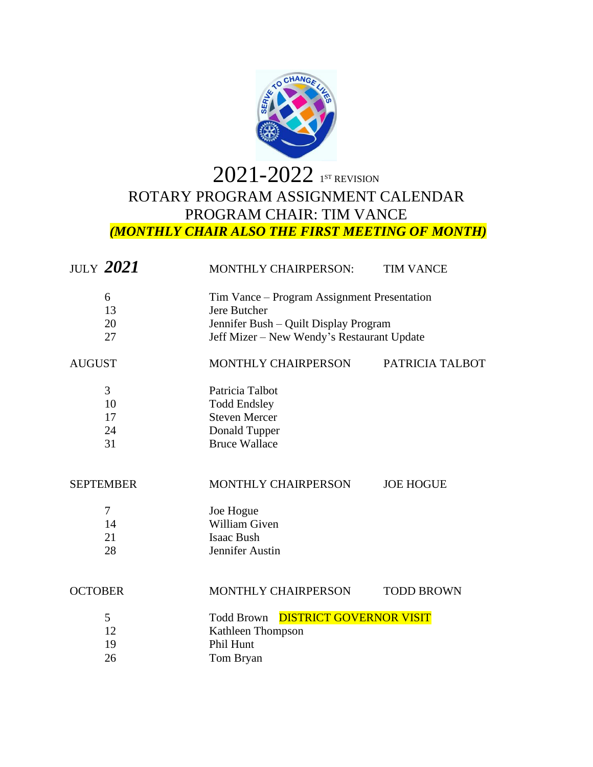# 2021-2022 1ST REVISION

## ROTARY PROGRAM ASSIGNMENT CALENDAR

## PROGRAM CHAIR: TIM VANCE

***(MONTHLY CHAIR ALSO THE FIRST MEETING OF MONTH)***

| JULY ***2021*** | MONTHLY CHAIRPERSON: | TIM VANCE |
|---|---|---|
| 6 | Tim Vance – Program Assignment Presentation | |
| 13 | Jere Butcher | |
| 20 | Jennifer Bush – Quilt Display Program | |
| 27 | Jeff Mizer – New Wendy's Restaurant Update | |

| AUGUST | MONTHLY CHAIRPERSON | PATRICIA TALBOT |
|---|---|---|
| 3 | Patricia Talbot | |
| 10 | Todd Endsley | |
| 17 | Steven Mercer | |
| 24 | Donald Tupper | |
| 31 | Bruce Wallace | |

| SEPTEMBER | MONTHLY CHAIRPERSON | JOE HOGUE |
|---|---|---|
| 7 | Joe Hogue | |
| 14 | William Given | |
| 21 | Isaac Bush | |
| 28 | Jennifer Austin | |

| OCTOBER | MONTHLY CHAIRPERSON | TODD BROWN |
|---|---|---|
| 5 | Todd Brown DISTRICT GOVERNOR VISIT | |
| 12 | Kathleen Thompson | |
| 19 | Phil Hunt | |
| 26 | Tom Bryan | |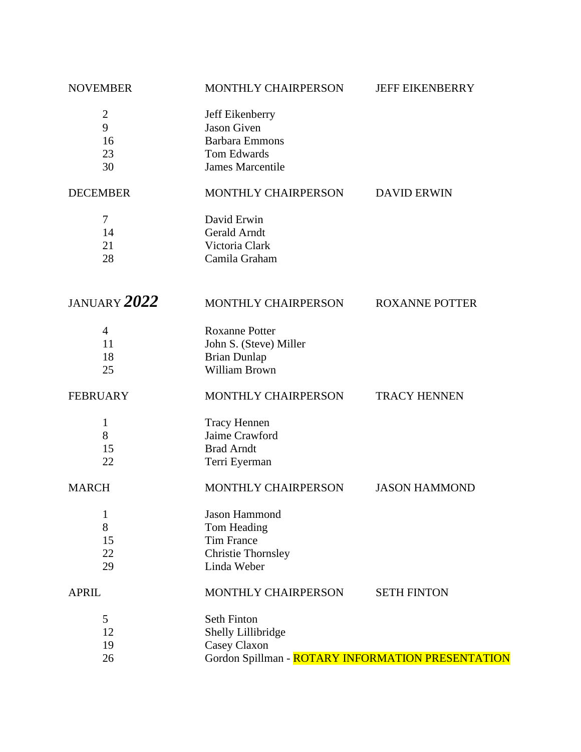| NOVEMBER | MONTHLY CHAIRPERSON | JEFF EIKENBERRY |
|---|---|---|
| 2 | Jeff Eikenberry | |
| 9 | Jason Given | |
| 16 | Barbara Emmons | |
| 23 | Tom Edwards | |
| 30 | James Marcentile | |

| DECEMBER | MONTHLY CHAIRPERSON | DAVID ERWIN |
|---|---|---|
| 7 | David Erwin | |
| 14 | Gerald Arndt | |
| 21 | Victoria Clark | |
| 28 | Camila Graham | |

| JANUARY ***2022*** | MONTHLY CHAIRPERSON | ROXANNE POTTER |
|---|---|---|
| 4 | Roxanne Potter | |
| 11 | John S. (Steve) Miller | |
| 18 | Brian Dunlap | |
| 25 | William Brown | |

| FEBRUARY | MONTHLY CHAIRPERSON | TRACY HENNEN |
|---|---|---|
| 1 | Tracy Hennen | |
| 8 | Jaime Crawford | |
| 15 | Brad Arndt | |
| 22 | Terri Eyerman | |

| MARCH | MONTHLY CHAIRPERSON | JASON HAMMOND |
|---|---|---|
| 1 | Jason Hammond | |
| 8 | Tom Heading | |
| 15 | Tim France | |
| 22 | Christie Thornsley | |
| 29 | Linda Weber | |

| APRIL | MONTHLY CHAIRPERSON | SETH FINTON |
|---|---|---|
| 5 | Seth Finton | |
| 12 | Shelly Lillibridge | |
| 19 | Casey Claxon | |
| 26 | Gordon Spillman - ROTARY INFORMATION PRESENTATION | |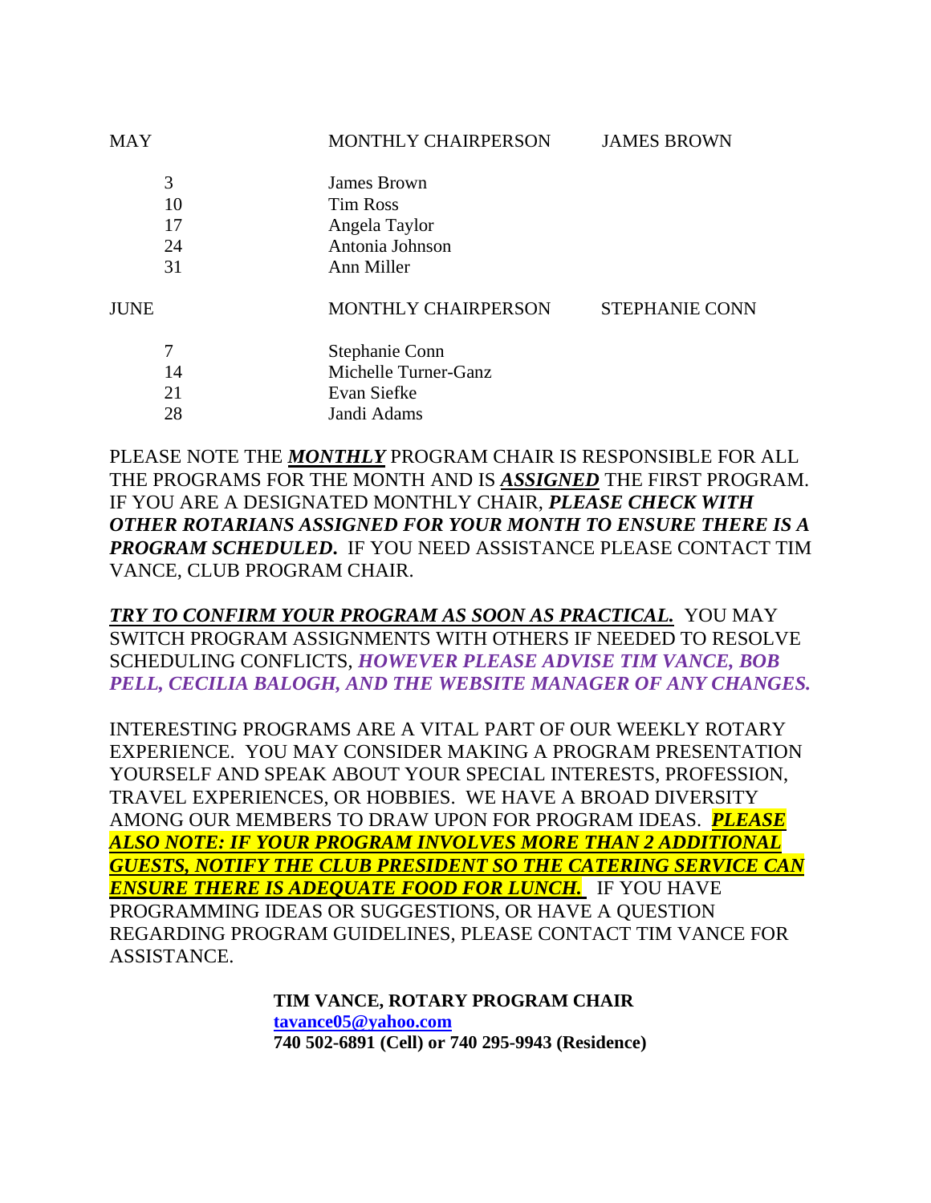| | | |
|---|---|---|
| MAY | MONTHLY CHAIRPERSON | JAMES BROWN |
| 3 | James Brown | |
| 10 | Tim Ross | |
| 17 | Angela Taylor | |
| 24 | Antonia Johnson | |
| 31 | Ann Miller | |
| JUNE | MONTHLY CHAIRPERSON | STEPHANIE CONN |
| 7 | Stephanie Conn | |
| 14 | Michelle Turner-Ganz | |
| 21 | Evan Siefke | |
| 28 | Jandi Adams | |

PLEASE NOTE THE ***MONTHLY*** PROGRAM CHAIR IS RESPONSIBLE FOR ALL THE PROGRAMS FOR THE MONTH AND IS ***ASSIGNED*** THE FIRST PROGRAM. IF YOU ARE A DESIGNATED MONTHLY CHAIR, ***PLEASE CHECK WITH OTHER ROTARIANS ASSIGNED FOR YOUR MONTH TO ENSURE THERE IS A PROGRAM SCHEDULED.*** IF YOU NEED ASSISTANCE PLEASE CONTACT TIM VANCE, CLUB PROGRAM CHAIR.

***TRY TO CONFIRM YOUR PROGRAM AS SOON AS PRACTICAL.*** YOU MAY SWITCH PROGRAM ASSIGNMENTS WITH OTHERS IF NEEDED TO RESOLVE SCHEDULING CONFLICTS, ***HOWEVER PLEASE ADVISE TIM VANCE, BOB PELL, CECILIA BALOGH, AND THE WEBSITE MANAGER OF ANY CHANGES.***

INTERESTING PROGRAMS ARE A VITAL PART OF OUR WEEKLY ROTARY EXPERIENCE. YOU MAY CONSIDER MAKING A PROGRAM PRESENTATION YOURSELF AND SPEAK ABOUT YOUR SPECIAL INTERESTS, PROFESSION, TRAVEL EXPERIENCES, OR HOBBIES. WE HAVE A BROAD DIVERSITY AMONG OUR MEMBERS TO DRAW UPON FOR PROGRAM IDEAS. ***PLEASE ALSO NOTE: IF YOUR PROGRAM INVOLVES MORE THAN 2 ADDITIONAL GUESTS, NOTIFY THE CLUB PRESIDENT SO THE CATERING SERVICE CAN ENSURE THERE IS ADEQUATE FOOD FOR LUNCH.*** IF YOU HAVE PROGRAMMING IDEAS OR SUGGESTIONS, OR HAVE A QUESTION REGARDING PROGRAM GUIDELINES, PLEASE CONTACT TIM VANCE FOR ASSISTANCE.

**TIM VANCE, ROTARY PROGRAM CHAIR**
**tavance05@yahoo.com**
**740 502-6891 (Cell) or 740 295-9943 (Residence)**